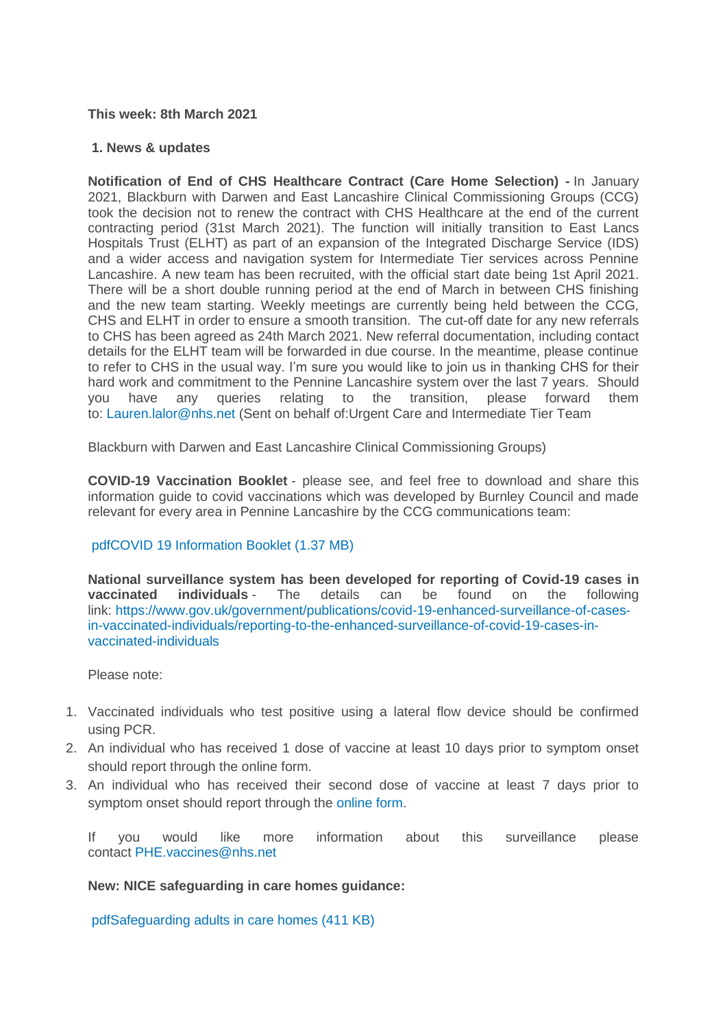**This week: 8th March 2021**

**1. News & updates**

**Notification of End of CHS Healthcare Contract (Care Home Selection) -** In January 2021, Blackburn with Darwen and East Lancashire Clinical Commissioning Groups (CCG) took the decision not to renew the contract with CHS Healthcare at the end of the current contracting period (31st March 2021). The function will initially transition to East Lancs Hospitals Trust (ELHT) as part of an expansion of the Integrated Discharge Service (IDS) and a wider access and navigation system for Intermediate Tier services across Pennine Lancashire. A new team has been recruited, with the official start date being 1st April 2021. There will be a short double running period at the end of March in between CHS finishing and the new team starting. Weekly meetings are currently being held between the CCG, CHS and ELHT in order to ensure a smooth transition. The cut-off date for any new referrals to CHS has been agreed as 24th March 2021. New referral documentation, including contact details for the ELHT team will be forwarded in due course. In the meantime, please continue to refer to CHS in the usual way. I'm sure you would like to join us in thanking CHS for their hard work and commitment to the Pennine Lancashire system over the last 7 years. Should you have any queries relating to the transition, please forward them to: Lauren.lalor@nhs.net (Sent on behalf of:Urgent Care and Intermediate Tier Team

Blackburn with Darwen and East Lancashire Clinical Commissioning Groups)

**COVID-19 Vaccination Booklet** - please see, and feel free to download and share this information guide to covid vaccinations which was developed by Burnley Council and made relevant for every area in Pennine Lancashire by the CCG communications team:

pdfCOVID 19 Information Booklet (1.37 MB)

**National surveillance system has been developed for reporting of Covid-19 cases in vaccinated individuals** - The details can be found on the following link: https://www.gov.uk/government/publications/covid-19-enhanced-surveillance-of-cases-in-vaccinated-individuals/reporting-to-the-enhanced-surveillance-of-covid-19-cases-in-vaccinated-individuals

Please note:

1. Vaccinated individuals who test positive using a lateral flow device should be confirmed using PCR.
2. An individual who has received 1 dose of vaccine at least 10 days prior to symptom onset should report through the online form.
3. An individual who has received their second dose of vaccine at least 7 days prior to symptom onset should report through the online form.

If you would like more information about this surveillance please contact PHE.vaccines@nhs.net

**New: NICE safeguarding in care homes guidance:**

pdfSafeguarding adults in care homes (411 KB)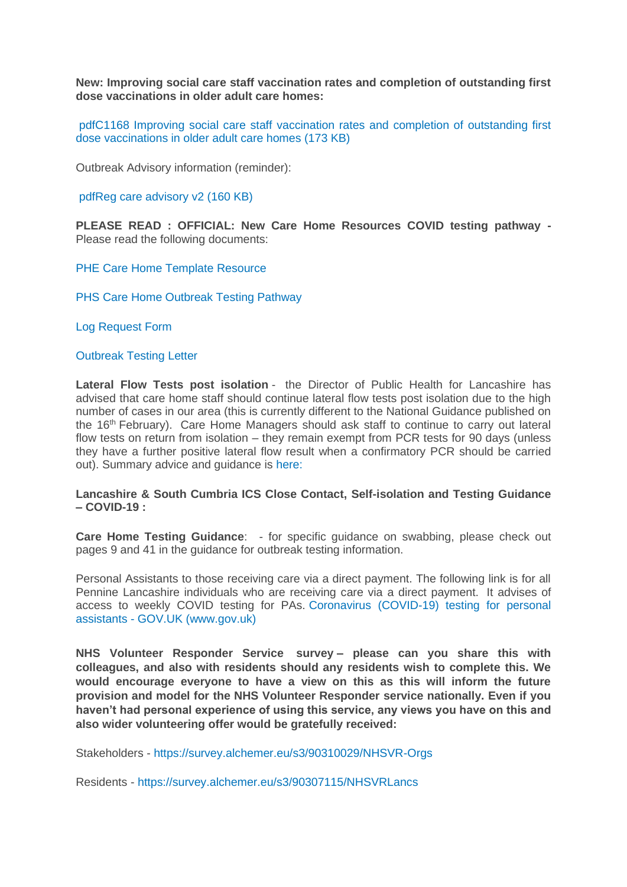**New: Improving social care staff vaccination rates and completion of outstanding first dose vaccinations in older adult care homes:**

pdfC1168 Improving social care staff vaccination rates and completion of outstanding first dose vaccinations in older adult care homes (173 KB)

Outbreak Advisory information (reminder):

pdfReg care advisory v2 (160 KB)

**PLEASE READ : OFFICIAL: New Care Home Resources COVID testing pathway -** Please read the following documents:

PHE Care Home Template Resource

PHS Care Home Outbreak Testing Pathway

Log Request Form

Outbreak Testing Letter

**Lateral Flow Tests post isolation** - the Director of Public Health for Lancashire has advised that care home staff should continue lateral flow tests post isolation due to the high number of cases in our area (this is currently different to the National Guidance published on the 16th February). Care Home Managers should ask staff to continue to carry out lateral flow tests on return from isolation – they remain exempt from PCR tests for 90 days (unless they have a further positive lateral flow result when a confirmatory PCR should be carried out). Summary advice and guidance is here:

**Lancashire & South Cumbria ICS Close Contact, Self-isolation and Testing Guidance – COVID-19 :**

**Care Home Testing Guidance**: - for specific guidance on swabbing, please check out pages 9 and 41 in the guidance for outbreak testing information.

Personal Assistants to those receiving care via a direct payment. The following link is for all Pennine Lancashire individuals who are receiving care via a direct payment. It advises of access to weekly COVID testing for PAs. Coronavirus (COVID-19) testing for personal assistants - GOV.UK (www.gov.uk)

**NHS Volunteer Responder Service survey – please can you share this with colleagues, and also with residents should any residents wish to complete this. We would encourage everyone to have a view on this as this will inform the future provision and model for the NHS Volunteer Responder service nationally. Even if you haven't had personal experience of using this service, any views you have on this and also wider volunteering offer would be gratefully received:**

Stakeholders - https://survey.alchemer.eu/s3/90310029/NHSVR-Orgs

Residents - https://survey.alchemer.eu/s3/90307115/NHSVRLancs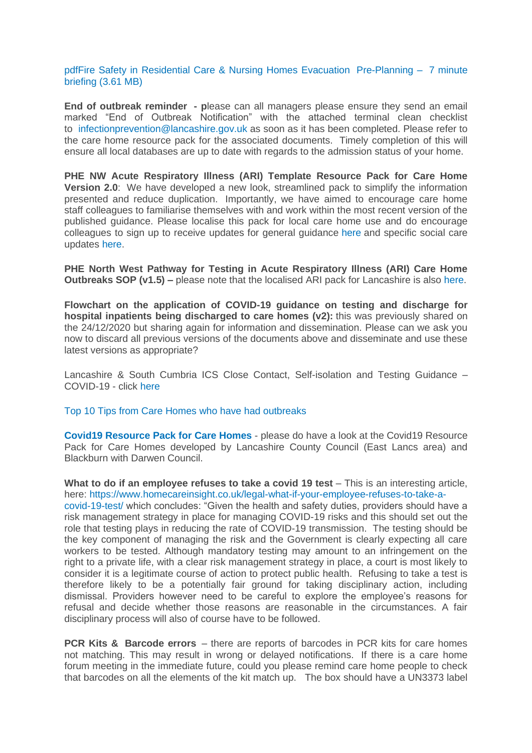pdfFire Safety in Residential Care & Nursing Homes Evacuation Pre-Planning – 7 minute briefing (3.61 MB)

**End of outbreak reminder - p**lease can all managers please ensure they send an email marked "End of Outbreak Notification" with the attached terminal clean checklist to infectionprevention@lancashire.gov.uk as soon as it has been completed. Please refer to the care home resource pack for the associated documents. Timely completion of this will ensure all local databases are up to date with regards to the admission status of your home.

**PHE NW Acute Respiratory Illness (ARI) Template Resource Pack for Care Home Version 2.0**: We have developed a new look, streamlined pack to simplify the information presented and reduce duplication. Importantly, we have aimed to encourage care home staff colleagues to familiarise themselves with and work within the most recent version of the published guidance. Please localise this pack for local care home use and do encourage colleagues to sign up to receive updates for general guidance here and specific social care updates here.

**PHE North West Pathway for Testing in Acute Respiratory Illness (ARI) Care Home Outbreaks SOP (v1.5) –** please note that the localised ARI pack for Lancashire is also here.

**Flowchart on the application of COVID-19 guidance on testing and discharge for hospital inpatients being discharged to care homes (v2):** this was previously shared on the 24/12/2020 but sharing again for information and dissemination. Please can we ask you now to discard all previous versions of the documents above and disseminate and use these latest versions as appropriate?

Lancashire & South Cumbria ICS Close Contact, Self-isolation and Testing Guidance – COVID-19 - click here

Top 10 Tips from Care Homes who have had outbreaks

**Covid19 Resource Pack for Care Homes** - please do have a look at the Covid19 Resource Pack for Care Homes developed by Lancashire County Council (East Lancs area) and Blackburn with Darwen Council.

**What to do if an employee refuses to take a covid 19 test** – This is an interesting article, here: https://www.homecareinsight.co.uk/legal-what-if-your-employee-refuses-to-take-a-covid-19-test/ which concludes: "Given the health and safety duties, providers should have a risk management strategy in place for managing COVID-19 risks and this should set out the role that testing plays in reducing the rate of COVID-19 transmission. The testing should be the key component of managing the risk and the Government is clearly expecting all care workers to be tested. Although mandatory testing may amount to an infringement on the right to a private life, with a clear risk management strategy in place, a court is most likely to consider it is a legitimate course of action to protect public health. Refusing to take a test is therefore likely to be a potentially fair ground for taking disciplinary action, including dismissal. Providers however need to be careful to explore the employee's reasons for refusal and decide whether those reasons are reasonable in the circumstances. A fair disciplinary process will also of course have to be followed.

**PCR Kits & Barcode errors** – there are reports of barcodes in PCR kits for care homes not matching. This may result in wrong or delayed notifications. If there is a care home forum meeting in the immediate future, could you please remind care home people to check that barcodes on all the elements of the kit match up. The box should have a UN3373 label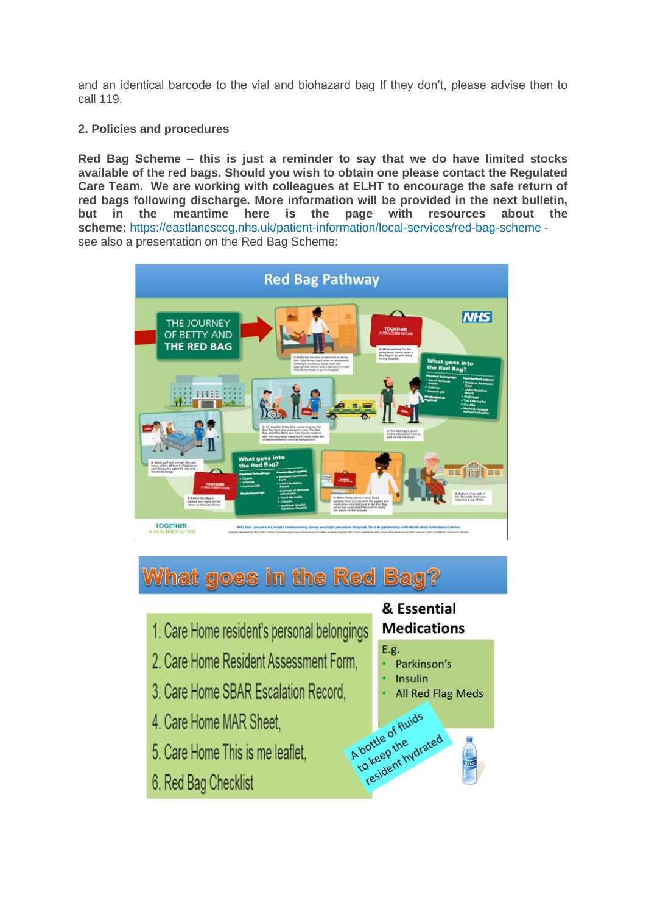and an identical barcode to the vial and biohazard bag If they don't, please advise then to call 119.

**2. Policies and procedures**

**Red Bag Scheme – this is just a reminder to say that we do have limited stocks available of the red bags. Should you wish to obtain one please contact the Regulated Care Team. We are working with colleagues at ELHT to encourage the safe return of red bags following discharge. More information will be provided in the next bulletin, but in the meantime here is the page with resources about the scheme:** https://eastlancsccg.nhs.uk/patient-information/local-services/red-bag-scheme - see also a presentation on the Red Bag Scheme:

## Red Bag Pathway

THE JOURNEY OF BETTY AND THE RED BAG

## What goes in the Red Bag?

1. Care Home resident's personal belongings
2. Care Home Resident Assessment Form,
3. Care Home SBAR Escalation Record,
4. Care Home MAR Sheet,
5. Care Home This is me leaflet,
6. Red Bag Checklist

**& Essential Medications**

E.g.

- Parkinson's
- Insulin
- All Red Flag Meds

A bottle of fluids to keep the resident hydrated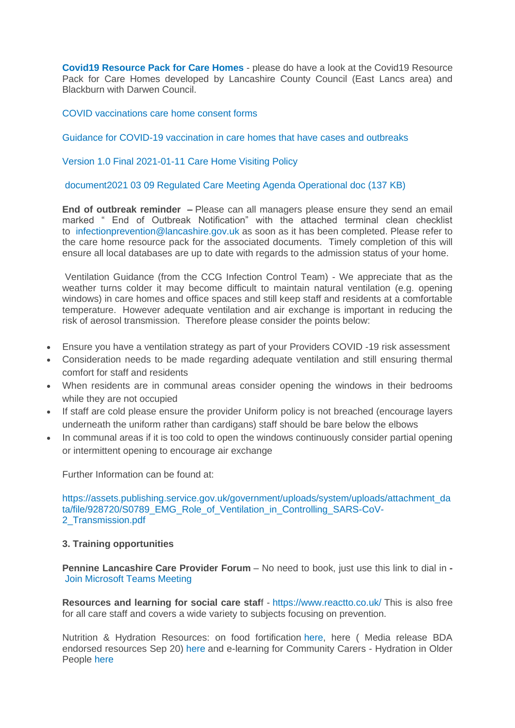**Covid19 Resource Pack for Care Homes** - please do have a look at the Covid19 Resource Pack for Care Homes developed by Lancashire County Council (East Lancs area) and Blackburn with Darwen Council.

COVID vaccinations care home consent forms

Guidance for COVID-19 vaccination in care homes that have cases and outbreaks

Version 1.0 Final 2021-01-11 Care Home Visiting Policy

document2021 03 09 Regulated Care Meeting Agenda Operational doc (137 KB)

**End of outbreak reminder –** Please can all managers please ensure they send an email marked " End of Outbreak Notification" with the attached terminal clean checklist to infectionprevention@lancashire.gov.uk as soon as it has been completed. Please refer to the care home resource pack for the associated documents. Timely completion of this will ensure all local databases are up to date with regards to the admission status of your home.

Ventilation Guidance (from the CCG Infection Control Team) - We appreciate that as the weather turns colder it may become difficult to maintain natural ventilation (e.g. opening windows) in care homes and office spaces and still keep staff and residents at a comfortable temperature. However adequate ventilation and air exchange is important in reducing the risk of aerosol transmission. Therefore please consider the points below:

- Ensure you have a ventilation strategy as part of your Providers COVID -19 risk assessment
- Consideration needs to be made regarding adequate ventilation and still ensuring thermal comfort for staff and residents
- When residents are in communal areas consider opening the windows in their bedrooms while they are not occupied
- If staff are cold please ensure the provider Uniform policy is not breached (encourage layers underneath the uniform rather than cardigans) staff should be bare below the elbows
- In communal areas if it is too cold to open the windows continuously consider partial opening or intermittent opening to encourage air exchange

Further Information can be found at:

https://assets.publishing.service.gov.uk/government/uploads/system/uploads/attachment_data/file/928720/S0789_EMG_Role_of_Ventilation_in_Controlling_SARS-CoV-2_Transmission.pdf

### 3. Training opportunities

**Pennine Lancashire Care Provider Forum** – No need to book, just use this link to dial in **-** Join Microsoft Teams Meeting

**Resources and learning for social care staf**f - https://www.reactto.co.uk/ This is also free for all care staff and covers a wide variety to subjects focusing on prevention.

Nutrition & Hydration Resources: on food fortification here, here ( Media release BDA endorsed resources Sep 20) here and e-learning for Community Carers - Hydration in Older People here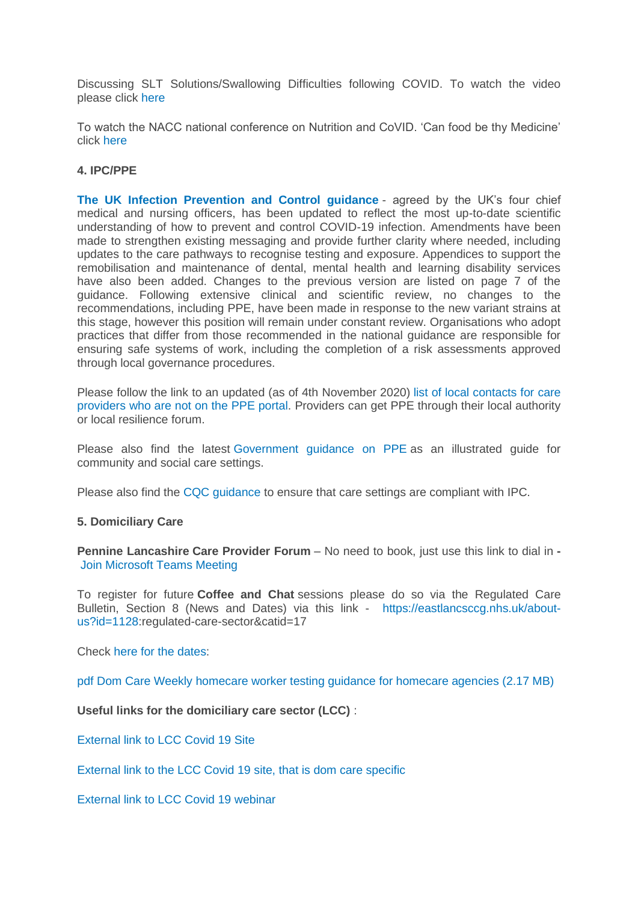Discussing SLT Solutions/Swallowing Difficulties following COVID. To watch the video please click here

To watch the NACC national conference on Nutrition and CoVID. 'Can food be thy Medicine' click here

**4. IPC/PPE**

**The UK Infection Prevention and Control guidance** - agreed by the UK's four chief medical and nursing officers, has been updated to reflect the most up-to-date scientific understanding of how to prevent and control COVID-19 infection. Amendments have been made to strengthen existing messaging and provide further clarity where needed, including updates to the care pathways to recognise testing and exposure. Appendices to support the remobilisation and maintenance of dental, mental health and learning disability services have also been added. Changes to the previous version are listed on page 7 of the guidance. Following extensive clinical and scientific review, no changes to the recommendations, including PPE, have been made in response to the new variant strains at this stage, however this position will remain under constant review. Organisations who adopt practices that differ from those recommended in the national guidance are responsible for ensuring safe systems of work, including the completion of a risk assessments approved through local governance procedures.

Please follow the link to an updated (as of 4th November 2020) list of local contacts for care providers who are not on the PPE portal. Providers can get PPE through their local authority or local resilience forum.

Please also find the latest Government guidance on PPE as an illustrated guide for community and social care settings.

Please also find the CQC guidance to ensure that care settings are compliant with IPC.

**5. Domiciliary Care**

**Pennine Lancashire Care Provider Forum** – No need to book, just use this link to dial in - Join Microsoft Teams Meeting

To register for future **Coffee and Chat** sessions please do so via the Regulated Care Bulletin, Section 8 (News and Dates) via this link - https://eastlancsccg.nhs.uk/about-us?id=1128:regulated-care-sector&catid=17

Check here for the dates:

pdf Dom Care Weekly homecare worker testing guidance for homecare agencies (2.17 MB)

**Useful links for the domiciliary care sector (LCC)** :

External link to LCC Covid 19 Site

External link to the LCC Covid 19 site, that is dom care specific

External link to LCC Covid 19 webinar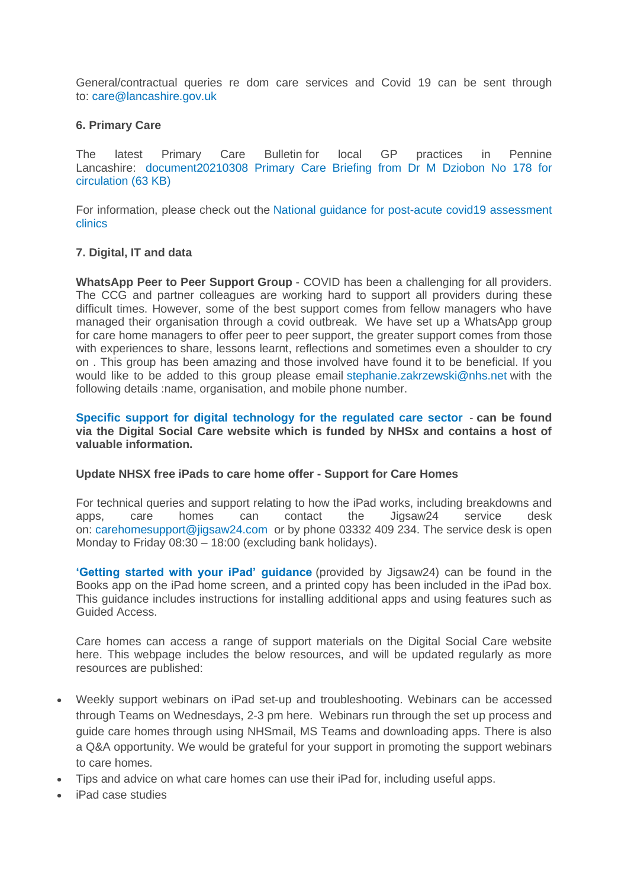General/contractual queries re dom care services and Covid 19 can be sent through to: care@lancashire.gov.uk

**6. Primary Care**

The latest Primary Care Bulletin for local GP practices in Pennine Lancashire: document20210308 Primary Care Briefing from Dr M Dziobon No 178 for circulation (63 KB)

For information, please check out the National guidance for post-acute covid19 assessment clinics

**7. Digital, IT and data**

**WhatsApp Peer to Peer Support Group** - COVID has been a challenging for all providers. The CCG and partner colleagues are working hard to support all providers during these difficult times. However, some of the best support comes from fellow managers who have managed their organisation through a covid outbreak. We have set up a WhatsApp group for care home managers to offer peer to peer support, the greater support comes from those with experiences to share, lessons learnt, reflections and sometimes even a shoulder to cry on . This group has been amazing and those involved have found it to be beneficial. If you would like to be added to this group please email stephanie.zakrzewski@nhs.net with the following details :name, organisation, and mobile phone number.

**Specific support for digital technology for the regulated care sector - can be found via the Digital Social Care website which is funded by NHSx and contains a host of valuable information.**

**Update NHSX free iPads to care home offer - Support for Care Homes**

For technical queries and support relating to how the iPad works, including breakdowns and apps, care homes can contact the Jigsaw24 service desk on: carehomesupport@jigsaw24.com or by phone 03332 409 234. The service desk is open Monday to Friday 08:30 – 18:00 (excluding bank holidays).

**'Getting started with your iPad' guidance** (provided by Jigsaw24) can be found in the Books app on the iPad home screen, and a printed copy has been included in the iPad box. This guidance includes instructions for installing additional apps and using features such as Guided Access.

Care homes can access a range of support materials on the Digital Social Care website here. This webpage includes the below resources, and will be updated regularly as more resources are published:

- Weekly support webinars on iPad set-up and troubleshooting. Webinars can be accessed through Teams on Wednesdays, 2-3 pm here. Webinars run through the set up process and guide care homes through using NHSmail, MS Teams and downloading apps. There is also a Q&A opportunity. We would be grateful for your support in promoting the support webinars to care homes.
- Tips and advice on what care homes can use their iPad for, including useful apps.
- iPad case studies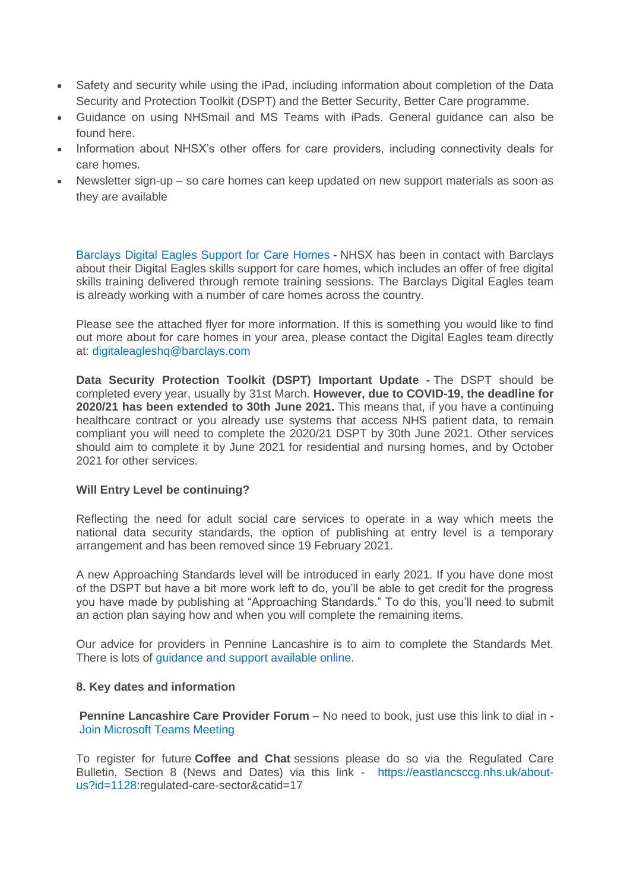- Safety and security while using the iPad, including information about completion of the Data Security and Protection Toolkit (DSPT) and the Better Security, Better Care programme.
- Guidance on using NHSmail and MS Teams with iPads. General guidance can also be found here.
- Information about NHSX's other offers for care providers, including connectivity deals for care homes.
- Newsletter sign-up – so care homes can keep updated on new support materials as soon as they are available

Barclays Digital Eagles Support for Care Homes **-** NHSX has been in contact with Barclays about their Digital Eagles skills support for care homes, which includes an offer of free digital skills training delivered through remote training sessions. The Barclays Digital Eagles team is already working with a number of care homes across the country.

Please see the attached flyer for more information. If this is something you would like to find out more about for care homes in your area, please contact the Digital Eagles team directly at: digitaleagleshq@barclays.com

**Data Security Protection Toolkit (DSPT) Important Update -** The DSPT should be completed every year, usually by 31st March. **However, due to COVID-19, the deadline for 2020/21 has been extended to 30th June 2021.** This means that, if you have a continuing healthcare contract or you already use systems that access NHS patient data, to remain compliant you will need to complete the 2020/21 DSPT by 30th June 2021. Other services should aim to complete it by June 2021 for residential and nursing homes, and by October 2021 for other services.

**Will Entry Level be continuing?**

Reflecting the need for adult social care services to operate in a way which meets the national data security standards, the option of publishing at entry level is a temporary arrangement and has been removed since 19 February 2021.

A new Approaching Standards level will be introduced in early 2021. If you have done most of the DSPT but have a bit more work left to do, you'll be able to get credit for the progress you have made by publishing at "Approaching Standards." To do this, you'll need to submit an action plan saying how and when you will complete the remaining items.

Our advice for providers in Pennine Lancashire is to aim to complete the Standards Met. There is lots of guidance and support available online.

**8. Key dates and information**

**Pennine Lancashire Care Provider Forum** – No need to book, just use this link to dial in **-** Join Microsoft Teams Meeting

To register for future **Coffee and Chat** sessions please do so via the Regulated Care Bulletin, Section 8 (News and Dates) via this link - https://eastlancsccg.nhs.uk/about-us?id=1128:regulated-care-sector&catid=17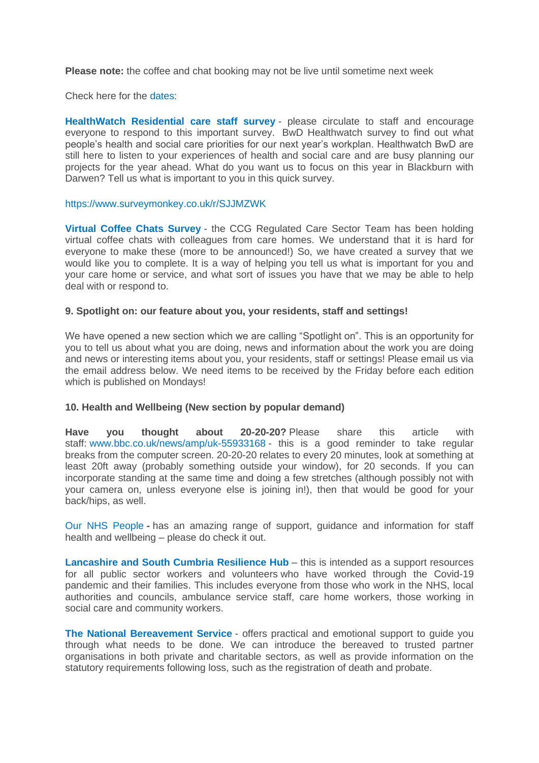**Please note:** the coffee and chat booking may not be live until sometime next week

Check here for the dates:

**HealthWatch Residential care staff survey** - please circulate to staff and encourage everyone to respond to this important survey. BwD Healthwatch survey to find out what people's health and social care priorities for our next year's workplan. Healthwatch BwD are still here to listen to your experiences of health and social care and are busy planning our projects for the year ahead. What do you want us to focus on this year in Blackburn with Darwen? Tell us what is important to you in this quick survey.

https://www.surveymonkey.co.uk/r/SJJMZWK

**Virtual Coffee Chats Survey** - the CCG Regulated Care Sector Team has been holding virtual coffee chats with colleagues from care homes. We understand that it is hard for everyone to make these (more to be announced!) So, we have created a survey that we would like you to complete. It is a way of helping you tell us what is important for you and your care home or service, and what sort of issues you have that we may be able to help deal with or respond to.

**9. Spotlight on: our feature about you, your residents, staff and settings!**

We have opened a new section which we are calling "Spotlight on". This is an opportunity for you to tell us about what you are doing, news and information about the work you are doing and news or interesting items about you, your residents, staff or settings! Please email us via the email address below. We need items to be received by the Friday before each edition which is published on Mondays!

**10. Health and Wellbeing (New section by popular demand)**

**Have you thought about 20-20-20?** Please share this article with staff: www.bbc.co.uk/news/amp/uk-55933168 - this is a good reminder to take regular breaks from the computer screen. 20-20-20 relates to every 20 minutes, look at something at least 20ft away (probably something outside your window), for 20 seconds. If you can incorporate standing at the same time and doing a few stretches (although possibly not with your camera on, unless everyone else is joining in!), then that would be good for your back/hips, as well.

Our NHS People **-** has an amazing range of support, guidance and information for staff health and wellbeing – please do check it out.

**Lancashire and South Cumbria Resilience Hub** – this is intended as a support resources for all public sector workers and volunteers who have worked through the Covid-19 pandemic and their families. This includes everyone from those who work in the NHS, local authorities and councils, ambulance service staff, care home workers, those working in social care and community workers.

**The National Bereavement Service** - offers practical and emotional support to guide you through what needs to be done. We can introduce the bereaved to trusted partner organisations in both private and charitable sectors, as well as provide information on the statutory requirements following loss, such as the registration of death and probate.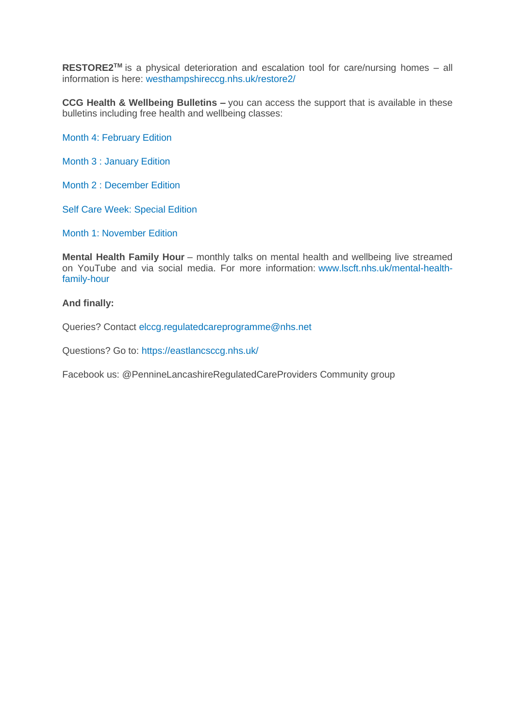**RESTORE2™** is a physical deterioration and escalation tool for care/nursing homes – all information is here: westhampshireccg.nhs.uk/restore2/

**CCG Health & Wellbeing Bulletins –** you can access the support that is available in these bulletins including free health and wellbeing classes:

Month 4: February Edition

Month 3 : January Edition

Month 2 : December Edition

Self Care Week: Special Edition

Month 1: November Edition

**Mental Health Family Hour** – monthly talks on mental health and wellbeing live streamed on YouTube and via social media. For more information: www.lscft.nhs.uk/mental-health-family-hour

**And finally:**

Queries? Contact elccg.regulatedcareprogramme@nhs.net

Questions? Go to: https://eastlancsccg.nhs.uk/

Facebook us: @PennineLancashireRegulatedCareProviders Community group